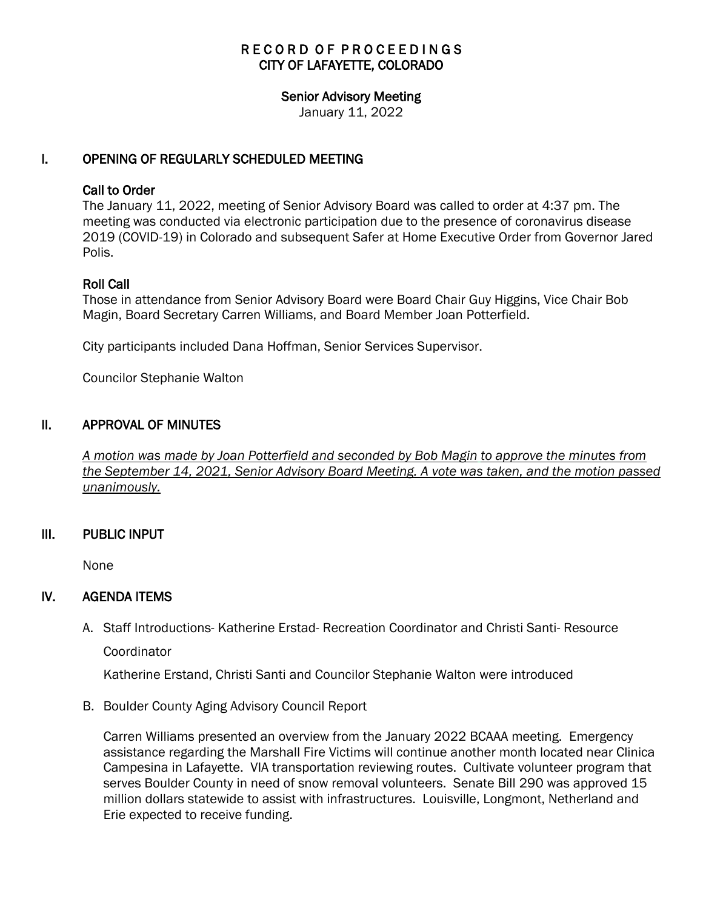# RECORD OF PROCEEDINGS
# CITY OF LAFAYETTE, COLORADO

## Senior Advisory Meeting

January 11, 2022

## I. OPENING OF REGULARLY SCHEDULED MEETING

### Call to Order

The January 11, 2022, meeting of Senior Advisory Board was called to order at 4:37 pm. The meeting was conducted via electronic participation due to the presence of coronavirus disease 2019 (COVID-19) in Colorado and subsequent Safer at Home Executive Order from Governor Jared Polis.

### Roll Call

Those in attendance from Senior Advisory Board were Board Chair Guy Higgins, Vice Chair Bob Magin, Board Secretary Carren Williams, and Board Member Joan Potterfield.

City participants included Dana Hoffman, Senior Services Supervisor.

Councilor Stephanie Walton

## II. APPROVAL OF MINUTES

*A motion was made by Joan Potterfield and seconded by Bob Magin to approve the minutes from the September 14, 2021, Senior Advisory Board Meeting. A vote was taken, and the motion passed unanimously.*

## III. PUBLIC INPUT

None

## IV. AGENDA ITEMS

A. Staff Introductions- Katherine Erstad- Recreation Coordinator and Christi Santi- Resource Coordinator

   Katherine Erstand, Christi Santi and Councilor Stephanie Walton were introduced

B. Boulder County Aging Advisory Council Report

   Carren Williams presented an overview from the January 2022 BCAAA meeting. Emergency assistance regarding the Marshall Fire Victims will continue another month located near Clinica Campesina in Lafayette. VIA transportation reviewing routes. Cultivate volunteer program that serves Boulder County in need of snow removal volunteers. Senate Bill 290 was approved 15 million dollars statewide to assist with infrastructures. Louisville, Longmont, Netherland and Erie expected to receive funding.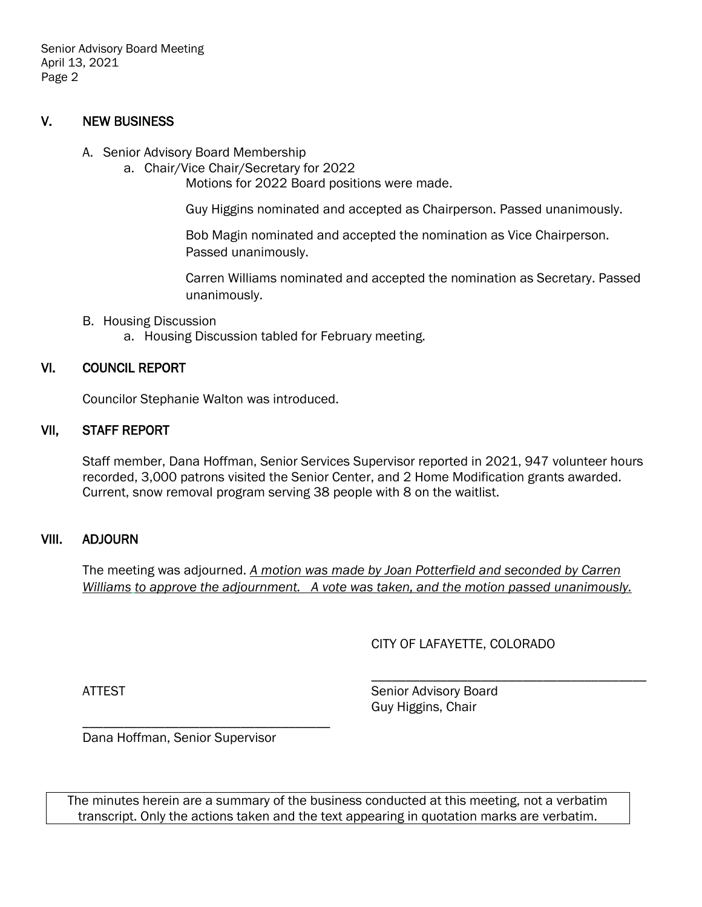## V. NEW BUSINESS

A. Senior Advisory Board Membership

a. Chair/Vice Chair/Secretary for 2022

Motions for 2022 Board positions were made.

Guy Higgins nominated and accepted as Chairperson. Passed unanimously.

Bob Magin nominated and accepted the nomination as Vice Chairperson. Passed unanimously.

Carren Williams nominated and accepted the nomination as Secretary. Passed unanimously.

B. Housing Discussion

a. Housing Discussion tabled for February meeting.

## VI. COUNCIL REPORT

Councilor Stephanie Walton was introduced.

## VII, STAFF REPORT

Staff member, Dana Hoffman, Senior Services Supervisor reported in 2021, 947 volunteer hours recorded, 3,000 patrons visited the Senior Center, and 2 Home Modification grants awarded. Current, snow removal program serving 38 people with 8 on the waitlist.

## VIII. ADJOURN

The meeting was adjourned. *A motion was made by Joan Potterfield and seconded by Carren Williams to approve the adjournment. A vote was taken, and the motion passed unanimously.*

CITY OF LAFAYETTE, COLORADO

\_\_\_\_\_\_\_\_\_\_\_\_\_\_\_\_\_\_\_\_\_\_\_\_\_\_\_\_\_\_\_\_\_\_\_\_\_\_\_\_

Senior Advisory Board
Guy Higgins, Chair

ATTEST

\_\_\_\_\_\_\_\_\_\_\_\_\_\_\_\_\_\_\_\_\_\_\_\_\_\_\_\_\_\_\_\_\_\_\_\_

Dana Hoffman, Senior Supervisor

The minutes herein are a summary of the business conducted at this meeting, not a verbatim transcript. Only the actions taken and the text appearing in quotation marks are verbatim.